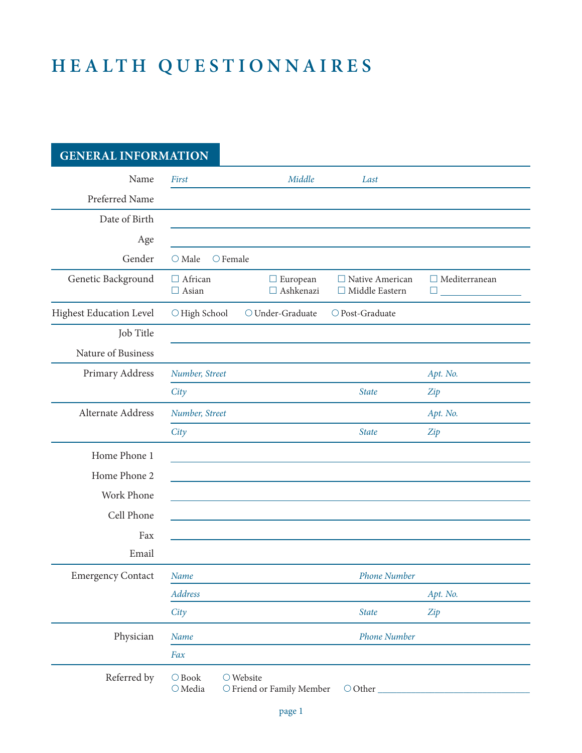# HEALTH QUESTIONNAIRES

## GENERAL INFORMATION

| | |
|---|---|
| Name | *First* *Middle* *Last* |
| Preferred Name | |
| Date of Birth | |
| Age | |
| Gender | ○ Male ○ Female |
| Genetic Background | ☐ African ☐ European ☐ Native American ☐ Mediterranean ☐ Asian ☐ Ashkenazi ☐ Middle Eastern ☐ ______ |
| Highest Education Level | ○ High School ○ Under-Graduate ○ Post-Graduate |
| Job Title | |
| Nature of Business | |
| Primary Address | *Number, Street* *Apt. No.* |
| | *City* *State* *Zip* |
| Alternate Address | *Number, Street* *Apt. No.* |
| | *City* *State* *Zip* |
| Home Phone 1 | |
| Home Phone 2 | |
| Work Phone | |
| Cell Phone | |
| Fax | |
| Email | |
| Emergency Contact | *Name* *Phone Number* |
| | *Address* *Apt. No.* |
| | *City* *State* *Zip* |
| Physician | *Name* *Phone Number* |
| | *Fax* |
| Referred by | ○ Book ○ Website ○ Media ○ Friend or Family Member ○ Other ______ |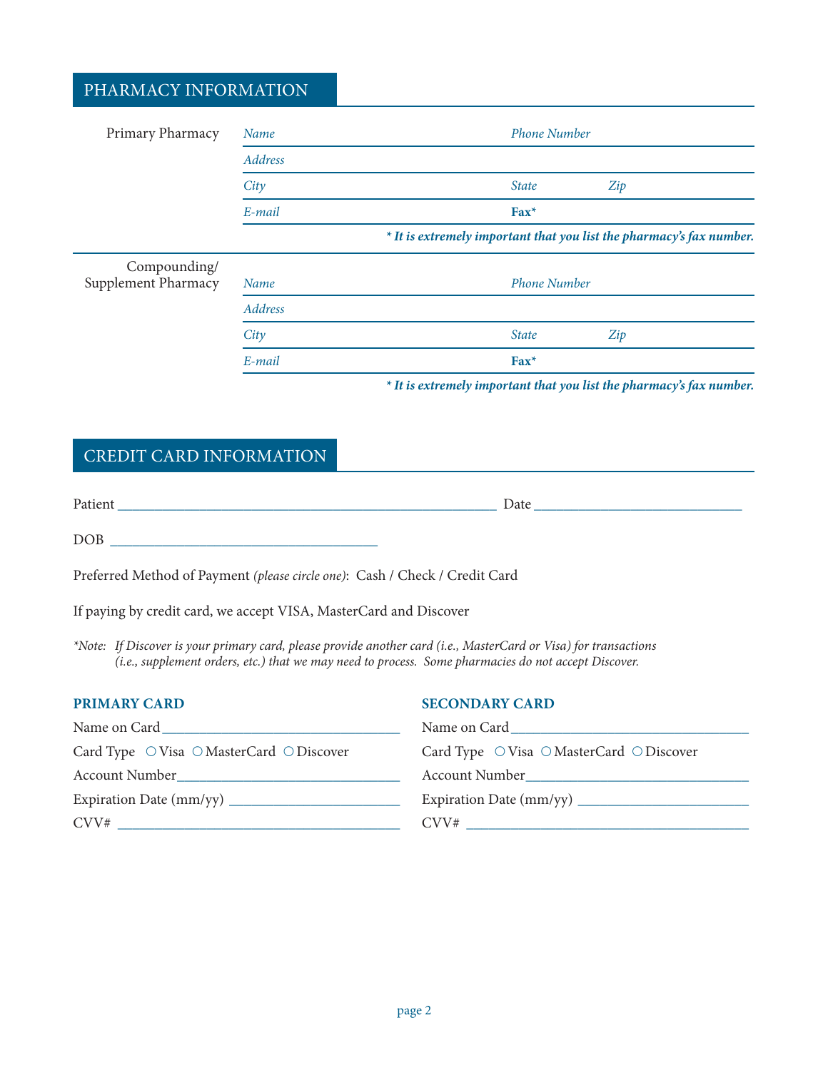## PHARMACY INFORMATION

**Primary Pharmacy**

*Name* ____________________ *Phone Number* ____________________

*Address* ____________________

*City* ____________________ *State* __________ *Zip* __________

*E-mail* ____________________ **Fax*** ____________________

***\* It is extremely important that you list the pharmacy's fax number.***

**Compounding/ Supplement Pharmacy**

*Name* ____________________ *Phone Number* ____________________

*Address* ____________________

*City* ____________________ *State* __________ *Zip* __________

*E-mail* ____________________ **Fax*** ____________________

***\* It is extremely important that you list the pharmacy's fax number.***

## CREDIT CARD INFORMATION

Patient ______________________________________________ Date __________________________

DOB ___________________________________

Preferred Method of Payment *(please circle one)*: Cash / Check / Credit Card

If paying by credit card, we accept VISA, MasterCard and Discover

*\*Note: If Discover is your primary card, please provide another card (i.e., MasterCard or Visa) for transactions (i.e., supplement orders, etc.) that we may need to process. Some pharmacies do not accept Discover.*

**PRIMARY CARD**

Name on Card ______________________________

Card Type ○ Visa ○ MasterCard ○ Discover

Account Number ______________________________

Expiration Date (mm/yy) ______________________

CVV# ______________________________

**SECONDARY CARD**

Name on Card ______________________________

Card Type ○ Visa ○ MasterCard ○ Discover

Account Number ______________________________

Expiration Date (mm/yy) ______________________

CVV# ______________________________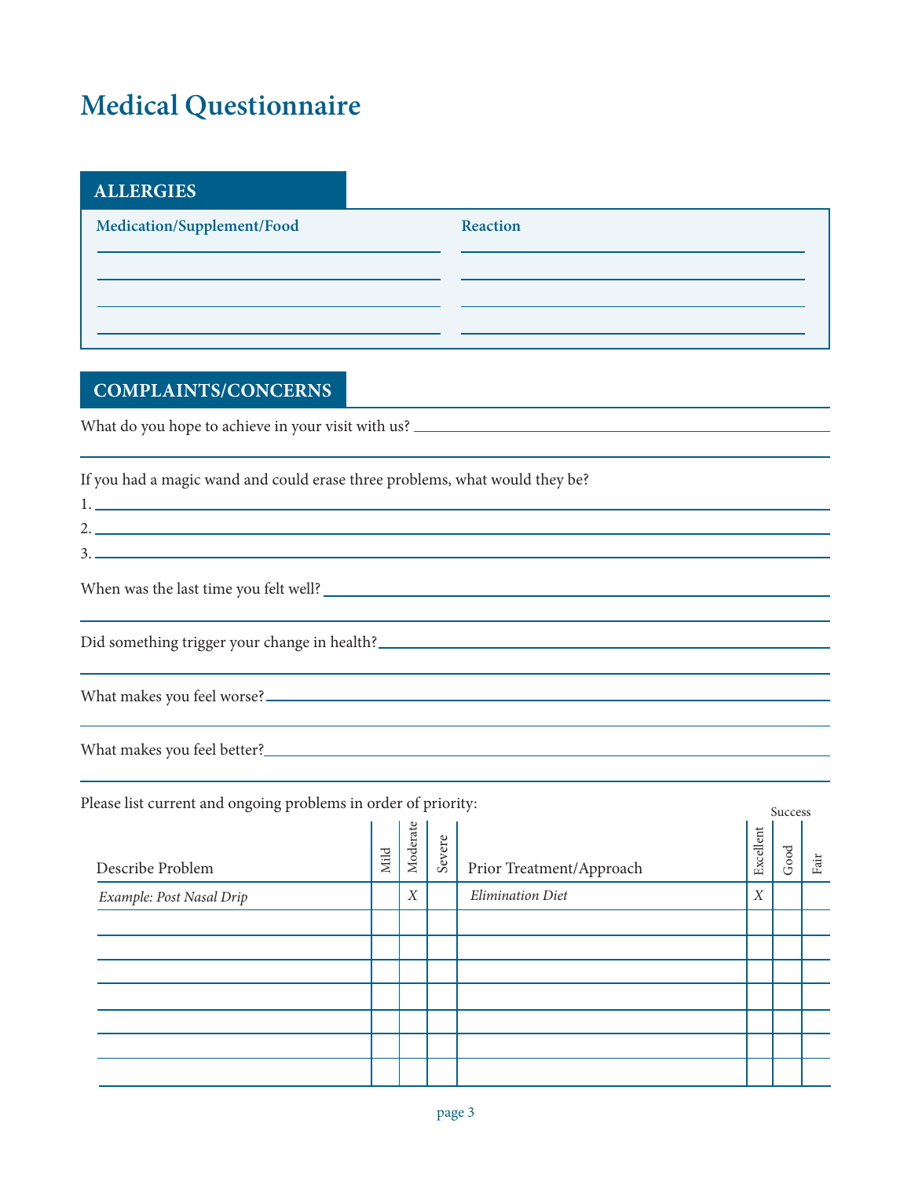# Medical Questionnaire

## ALLERGIES

| Medication/Supplement/Food | Reaction |
|---|---|
| | |
| | |
| | |
| | |

## COMPLAINTS/CONCERNS

What do you hope to achieve in your visit with us? ______________________________

If you had a magic wand and could erase three problems, what would they be?

1. ______________________________
2. ______________________________
3. ______________________________

When was the last time you felt well? ______________________________

Did something trigger your change in health? ______________________________

What makes you feel worse? ______________________________

What makes you feel better? ______________________________

Please list current and ongoing problems in order of priority:

| Describe Problem | Mild | Moderate | Severe | Prior Treatment/Approach | Success: Excellent | Success: Good | Success: Fair |
|---|---|---|---|---|---|---|---|
| *Example: Post Nasal Drip* | | *X* | | *Elimination Diet* | *X* | | |
| | | | | | | | |
| | | | | | | | |
| | | | | | | | |
| | | | | | | | |
| | | | | | | | |
| | | | | | | | |
| | | | | | | | |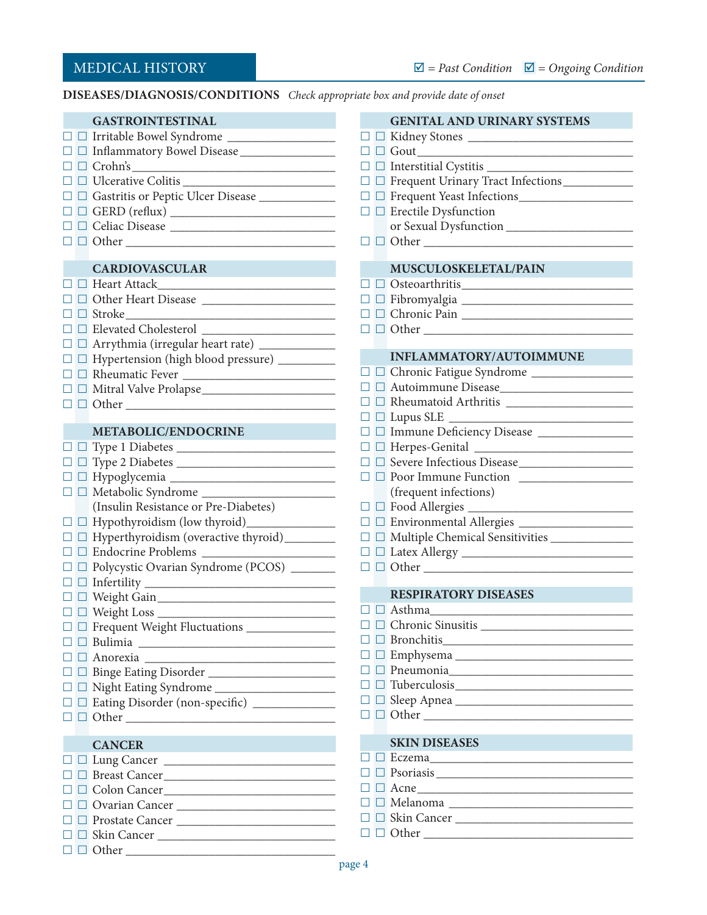## MEDICAL HISTORY

☑ = *Past Condition* ☑ = *Ongoing Condition*

**DISEASES/DIAGNOSIS/CONDITIONS** *Check appropriate box and provide date of onset*

### GASTROINTESTINAL

- ☐ ☐ Irritable Bowel Syndrome ____________
- ☐ ☐ Inflammatory Bowel Disease ____________
- ☐ ☐ Crohn's ____________
- ☐ ☐ Ulcerative Colitis ____________
- ☐ ☐ Gastritis or Peptic Ulcer Disease ____________
- ☐ ☐ GERD (reflux) ____________
- ☐ ☐ Celiac Disease ____________
- ☐ ☐ Other ____________

### CARDIOVASCULAR

- ☐ ☐ Heart Attack ____________
- ☐ ☐ Other Heart Disease ____________
- ☐ ☐ Stroke ____________
- ☐ ☐ Elevated Cholesterol ____________
- ☐ ☐ Arrythmia (irregular heart rate) ____________
- ☐ ☐ Hypertension (high blood pressure) ____________
- ☐ ☐ Rheumatic Fever ____________
- ☐ ☐ Mitral Valve Prolapse ____________
- ☐ ☐ Other ____________

### METABOLIC/ENDOCRINE

- ☐ ☐ Type 1 Diabetes ____________
- ☐ ☐ Type 2 Diabetes ____________
- ☐ ☐ Hypoglycemia ____________
- ☐ ☐ Metabolic Syndrome ____________ (Insulin Resistance or Pre-Diabetes)
- ☐ ☐ Hypothyroidism (low thyroid) ____________
- ☐ ☐ Hyperthyroidism (overactive thyroid) ____________
- ☐ ☐ Endocrine Problems ____________
- ☐ ☐ Polycystic Ovarian Syndrome (PCOS) ____________
- ☐ ☐ Infertility ____________
- ☐ ☐ Weight Gain ____________
- ☐ ☐ Weight Loss ____________
- ☐ ☐ Frequent Weight Fluctuations ____________
- ☐ ☐ Bulimia ____________
- ☐ ☐ Anorexia ____________
- ☐ ☐ Binge Eating Disorder ____________
- ☐ ☐ Night Eating Syndrome ____________
- ☐ ☐ Eating Disorder (non-specific) ____________
- ☐ ☐ Other ____________

### CANCER

- ☐ ☐ Lung Cancer ____________
- ☐ ☐ Breast Cancer ____________
- ☐ ☐ Colon Cancer ____________
- ☐ ☐ Ovarian Cancer ____________
- ☐ ☐ Prostate Cancer ____________
- ☐ ☐ Skin Cancer ____________
- ☐ ☐ Other ____________

### GENITAL AND URINARY SYSTEMS

- ☐ ☐ Kidney Stones ____________
- ☐ ☐ Gout ____________
- ☐ ☐ Interstitial Cystitis ____________
- ☐ ☐ Frequent Urinary Tract Infections ____________
- ☐ ☐ Frequent Yeast Infections ____________
- ☐ ☐ Erectile Dysfunction or Sexual Dysfunction ____________
- ☐ ☐ Other ____________

### MUSCULOSKELETAL/PAIN

- ☐ ☐ Osteoarthritis ____________
- ☐ ☐ Fibromyalgia ____________
- ☐ ☐ Chronic Pain ____________
- ☐ ☐ Other ____________

### INFLAMMATORY/AUTOIMMUNE

- ☐ ☐ Chronic Fatigue Syndrome ____________
- ☐ ☐ Autoimmune Disease ____________
- ☐ ☐ Rheumatoid Arthritis ____________
- ☐ ☐ Lupus SLE ____________
- ☐ ☐ Immune Deficiency Disease ____________
- ☐ ☐ Herpes-Genital ____________
- ☐ ☐ Severe Infectious Disease ____________
- ☐ ☐ Poor Immune Function ____________ (frequent infections)
- ☐ ☐ Food Allergies ____________
- ☐ ☐ Environmental Allergies ____________
- ☐ ☐ Multiple Chemical Sensitivities ____________
- ☐ ☐ Latex Allergy ____________
- ☐ ☐ Other ____________

### RESPIRATORY DISEASES

- ☐ ☐ Asthma ____________
- ☐ ☐ Chronic Sinusitis ____________
- ☐ ☐ Bronchitis ____________
- ☐ ☐ Emphysema ____________
- ☐ ☐ Pneumonia ____________
- ☐ ☐ Tuberculosis ____________
- ☐ ☐ Sleep Apnea ____________
- ☐ ☐ Other ____________

### SKIN DISEASES

- ☐ ☐ Eczema ____________
- ☐ ☐ Psoriasis ____________
- ☐ ☐ Acne ____________
- ☐ ☐ Melanoma ____________
- ☐ ☐ Skin Cancer ____________
- ☐ ☐ Other ____________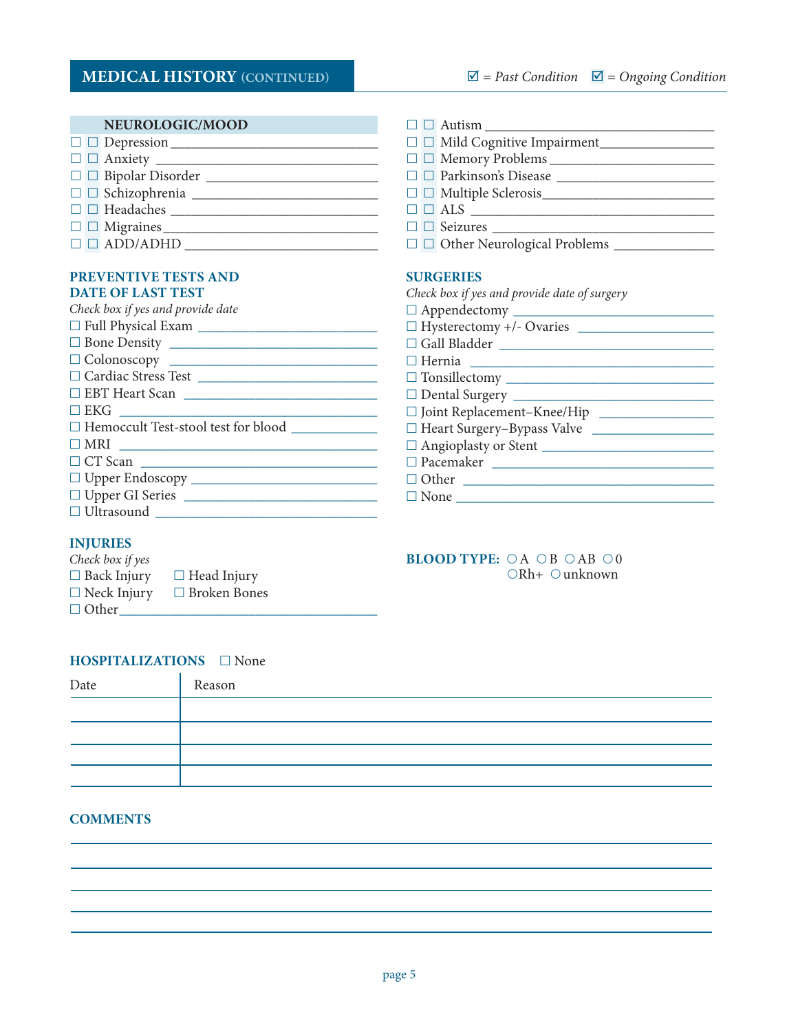## MEDICAL HISTORY (CONTINUED)

☑ = *Past Condition* ☑ = *Ongoing Condition*

### NEUROLOGIC/MOOD

- ☐ ☐ Depression ____________________
- ☐ ☐ Anxiety ____________________
- ☐ ☐ Bipolar Disorder ____________________
- ☐ ☐ Schizophrenia ____________________
- ☐ ☐ Headaches ____________________
- ☐ ☐ Migraines ____________________
- ☐ ☐ ADD/ADHD ____________________
- ☐ ☐ Autism ____________________
- ☐ ☐ Mild Cognitive Impairment ____________________
- ☐ ☐ Memory Problems ____________________
- ☐ ☐ Parkinson's Disease ____________________
- ☐ ☐ Multiple Sclerosis ____________________
- ☐ ☐ ALS ____________________
- ☐ ☐ Seizures ____________________
- ☐ ☐ Other Neurological Problems ____________________

### PREVENTIVE TESTS AND DATE OF LAST TEST

*Check box if yes and provide date*

- ☐ Full Physical Exam ____________________
- ☐ Bone Density ____________________
- ☐ Colonoscopy ____________________
- ☐ Cardiac Stress Test ____________________
- ☐ EBT Heart Scan ____________________
- ☐ EKG ____________________
- ☐ Hemoccult Test-stool test for blood ____________________
- ☐ MRI ____________________
- ☐ CT Scan ____________________
- ☐ Upper Endoscopy ____________________
- ☐ Upper GI Series ____________________
- ☐ Ultrasound ____________________

### SURGERIES

*Check box if yes and provide date of surgery*

- ☐ Appendectomy ____________________
- ☐ Hysterectomy +/- Ovaries ____________________
- ☐ Gall Bladder ____________________
- ☐ Hernia ____________________
- ☐ Tonsillectomy ____________________
- ☐ Dental Surgery ____________________
- ☐ Joint Replacement–Knee/Hip ____________________
- ☐ Heart Surgery–Bypass Valve ____________________
- ☐ Angioplasty or Stent ____________________
- ☐ Pacemaker ____________________
- ☐ Other ____________________
- ☐ None ____________________

### INJURIES

*Check box if yes*

- ☐ Back Injury
- ☐ Head Injury
- ☐ Neck Injury
- ☐ Broken Bones
- ☐ Other ____________________

**BLOOD TYPE:** ○ A ○ B ○ AB ○ 0 ○ Rh+ ○ unknown

### HOSPITALIZATIONS ☐ None

| Date | Reason |
| --- | --- |
| | |
| | |
| | |
| | |

### COMMENTS

____________________

____________________

____________________

____________________

____________________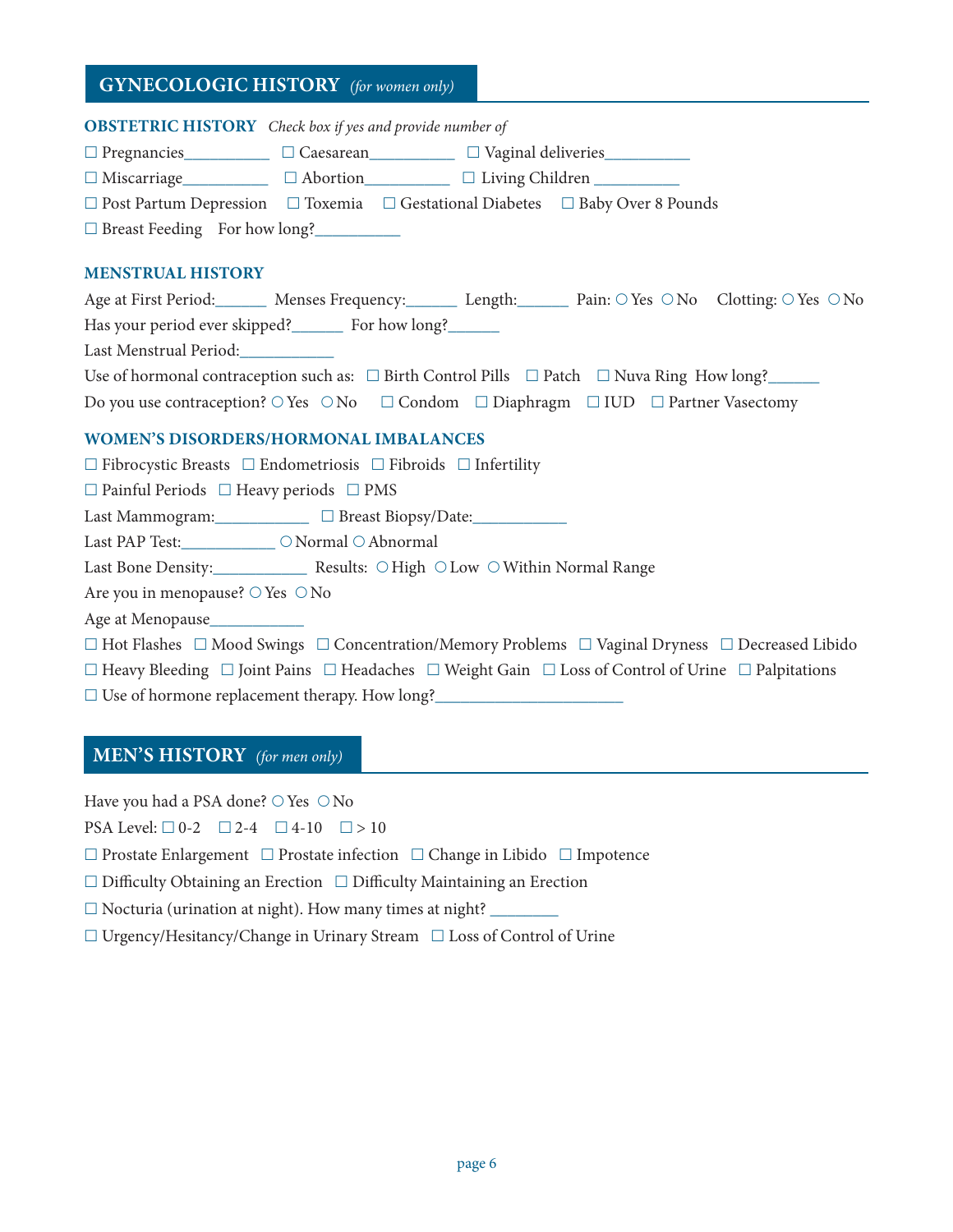## GYNECOLOGIC HISTORY *(for women only)*

### OBSTETRIC HISTORY *Check box if yes and provide number of*

☐ Pregnancies__________ ☐ Caesarean__________ ☐ Vaginal deliveries__________

☐ Miscarriage__________ ☐ Abortion__________ ☐ Living Children __________

☐ Post Partum Depression ☐ Toxemia ☐ Gestational Diabetes ☐ Baby Over 8 Pounds

☐ Breast Feeding For how long?__________

### MENSTRUAL HISTORY

Age at First Period:______ Menses Frequency:______ Length:______ Pain: ○ Yes ○ No Clotting: ○ Yes ○ No

Has your period ever skipped?______ For how long?______

Last Menstrual Period:___________

Use of hormonal contraception such as: ☐ Birth Control Pills ☐ Patch ☐ Nuva Ring How long?______

Do you use contraception? ○ Yes ○ No ☐ Condom ☐ Diaphragm ☐ IUD ☐ Partner Vasectomy

### WOMEN'S DISORDERS/HORMONAL IMBALANCES

☐ Fibrocystic Breasts ☐ Endometriosis ☐ Fibroids ☐ Infertility

☐ Painful Periods ☐ Heavy periods ☐ PMS

Last Mammogram:___________ ☐ Breast Biopsy/Date:___________

Last PAP Test:___________ ○ Normal ○ Abnormal

Last Bone Density:___________ Results: ○ High ○ Low ○ Within Normal Range

Are you in menopause? ○ Yes ○ No

Age at Menopause___________

☐ Hot Flashes ☐ Mood Swings ☐ Concentration/Memory Problems ☐ Vaginal Dryness ☐ Decreased Libido

☐ Heavy Bleeding ☐ Joint Pains ☐ Headaches ☐ Weight Gain ☐ Loss of Control of Urine ☐ Palpitations

☐ Use of hormone replacement therapy. How long?______________________

## MEN'S HISTORY *(for men only)*

Have you had a PSA done? ○ Yes ○ No

PSA Level: ☐ 0-2 ☐ 2-4 ☐ 4-10 ☐ > 10

☐ Prostate Enlargement ☐ Prostate infection ☐ Change in Libido ☐ Impotence

☐ Difficulty Obtaining an Erection ☐ Difficulty Maintaining an Erection

☐ Nocturia (urination at night). How many times at night? ________

☐ Urgency/Hesitancy/Change in Urinary Stream ☐ Loss of Control of Urine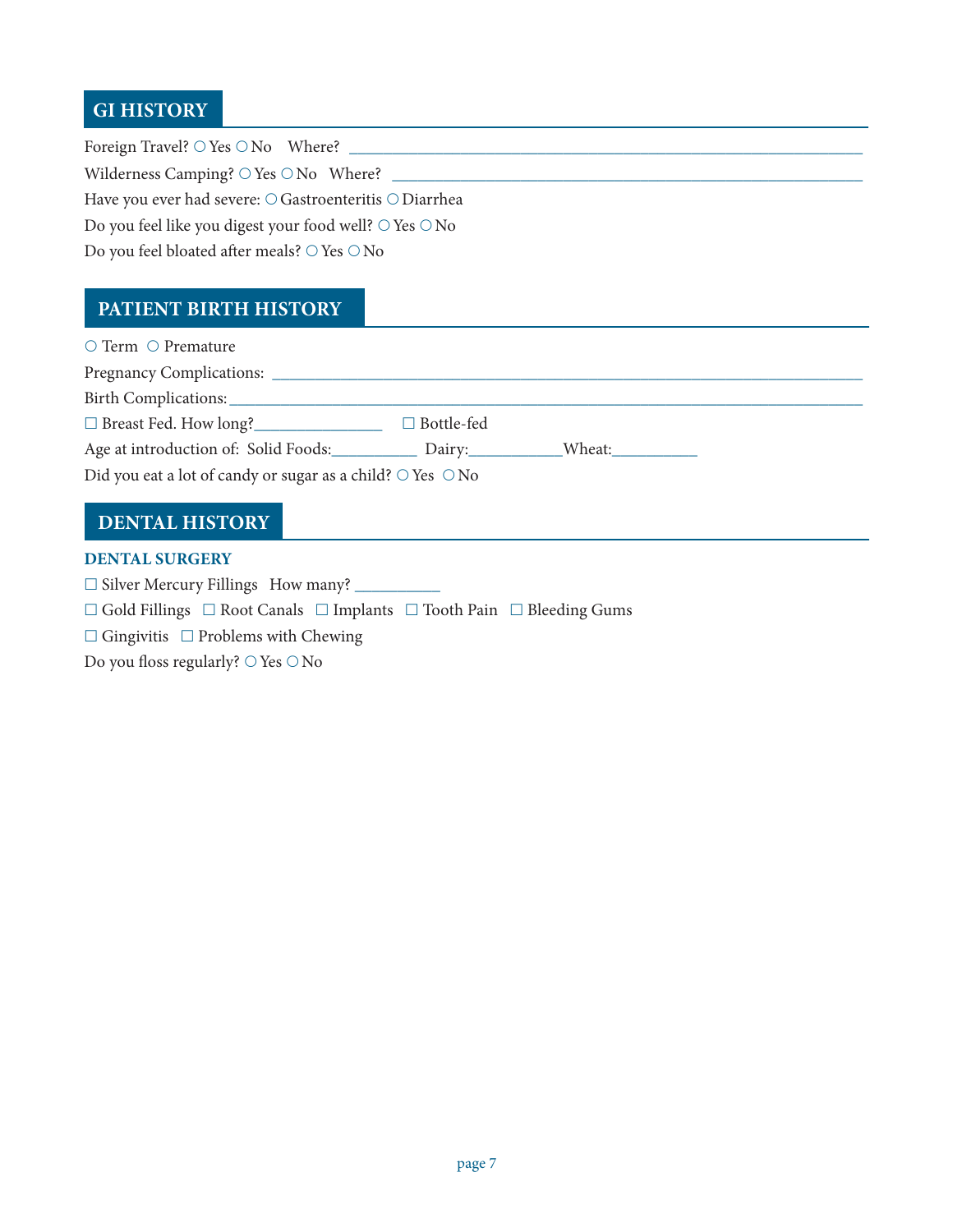## GI HISTORY

Foreign Travel? ○ Yes ○ No  Where? ___________________________________________________________

Wilderness Camping? ○ Yes ○ No  Where? ______________________________________________________

Have you ever had severe: ○ Gastroenteritis ○ Diarrhea

Do you feel like you digest your food well? ○ Yes ○ No

Do you feel bloated after meals? ○ Yes ○ No

## PATIENT BIRTH HISTORY

○ Term ○ Premature

Pregnancy Complications: _____________________________________________________________

Birth Complications: _________________________________________________________________

☐ Breast Fed. How long?_______________  ☐ Bottle-fed

Age at introduction of: Solid Foods:__________ Dairy:___________Wheat:__________

Did you eat a lot of candy or sugar as a child? ○ Yes ○ No

## DENTAL HISTORY

### DENTAL SURGERY

☐ Silver Mercury Fillings  How many? __________

☐ Gold Fillings ☐ Root Canals ☐ Implants ☐ Tooth Pain ☐ Bleeding Gums

☐ Gingivitis ☐ Problems with Chewing

Do you floss regularly? ○ Yes ○ No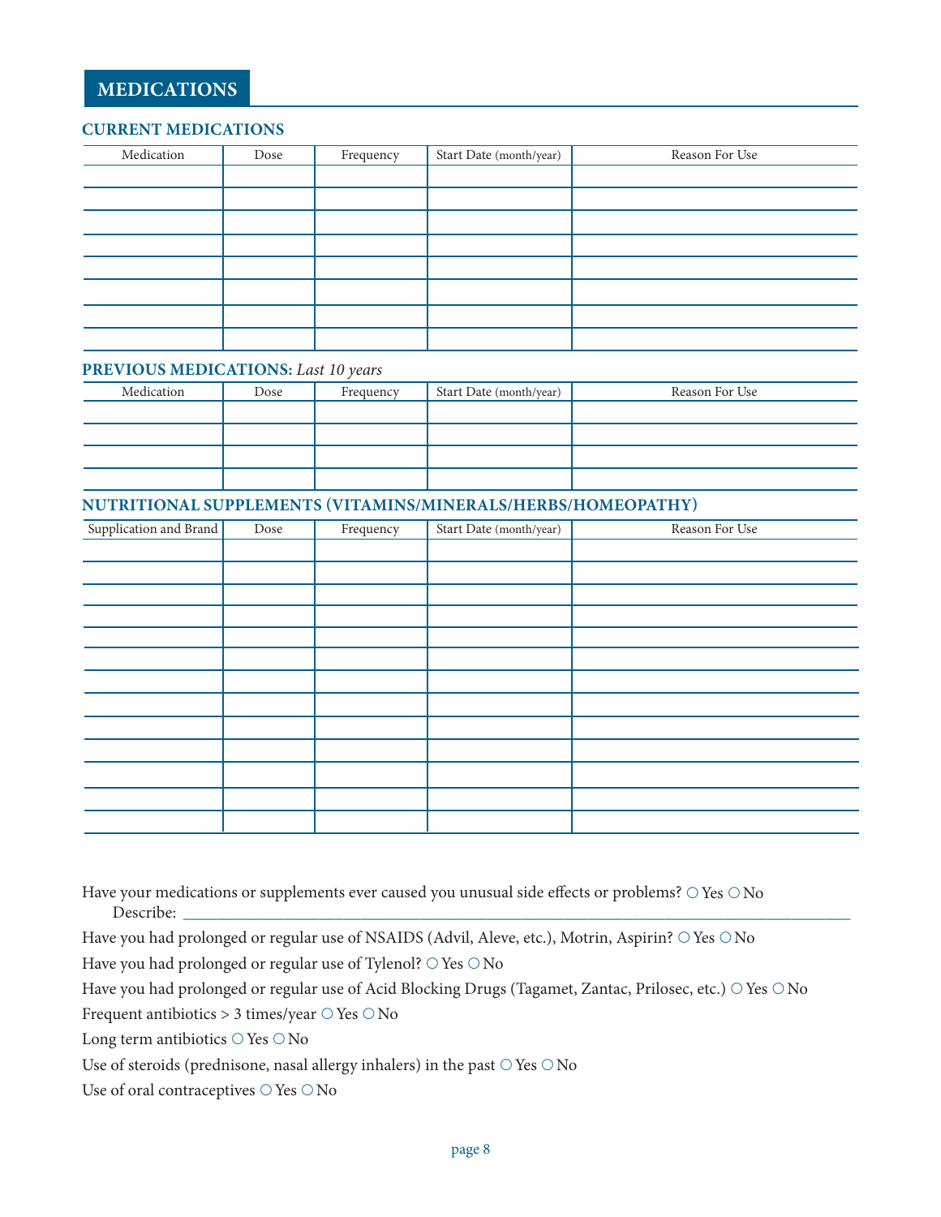# MEDICATIONS

## CURRENT MEDICATIONS

| Medication | Dose | Frequency | Start Date (month/year) | Reason For Use |
|---|---|---|---|---|
| | | | | |
| | | | | |
| | | | | |
| | | | | |
| | | | | |
| | | | | |
| | | | | |
| | | | | |

## PREVIOUS MEDICATIONS: *Last 10 years*

| Medication | Dose | Frequency | Start Date (month/year) | Reason For Use |
|---|---|---|---|---|
| | | | | |
| | | | | |
| | | | | |
| | | | | |

## NUTRITIONAL SUPPLEMENTS (VITAMINS/MINERALS/HERBS/HOMEOPATHY)

| Supplication and Brand | Dose | Frequency | Start Date (month/year) | Reason For Use |
|---|---|---|---|---|
| | | | | |
| | | | | |
| | | | | |
| | | | | |
| | | | | |
| | | | | |
| | | | | |
| | | | | |
| | | | | |
| | | | | |
| | | | | |
| | | | | |
| | | | | |

Have your medications or supplements ever caused you unusual side effects or problems? ○ Yes ○ No
Describe: ________________________________________________________________

Have you had prolonged or regular use of NSAIDS (Advil, Aleve, etc.), Motrin, Aspirin? ○ Yes ○ No

Have you had prolonged or regular use of Tylenol? ○ Yes ○ No

Have you had prolonged or regular use of Acid Blocking Drugs (Tagamet, Zantac, Prilosec, etc.) ○ Yes ○ No

Frequent antibiotics > 3 times/year ○ Yes ○ No

Long term antibiotics ○ Yes ○ No

Use of steroids (prednisone, nasal allergy inhalers) in the past ○ Yes ○ No

Use of oral contraceptives ○ Yes ○ No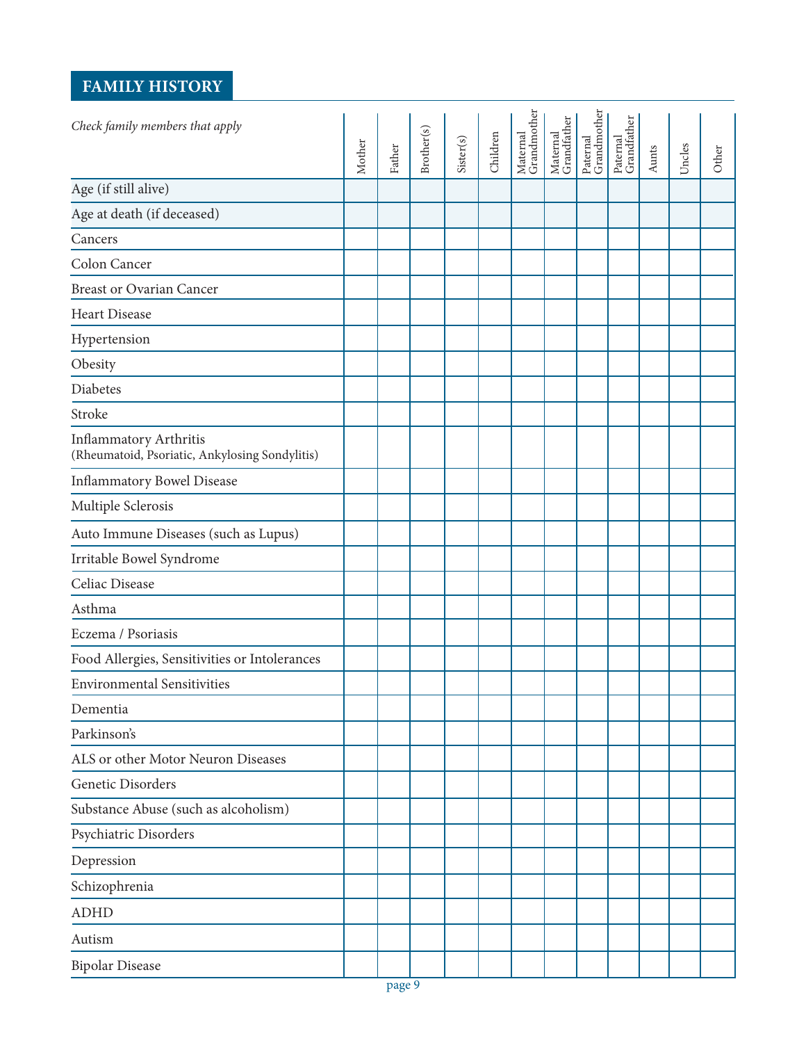## FAMILY HISTORY

| *Check family members that apply* | Mother | Father | Brother(s) | Sister(s) | Children | Maternal Grandmother | Maternal Grandfather | Paternal Grandmother | Paternal Grandfather | Aunts | Uncles | Other |
|---|---|---|---|---|---|---|---|---|---|---|---|---|
| Age (if still alive) | | | | | | | | | | | | |
| Age at death (if deceased) | | | | | | | | | | | | |
| Cancers | | | | | | | | | | | | |
| Colon Cancer | | | | | | | | | | | | |
| Breast or Ovarian Cancer | | | | | | | | | | | | |
| Heart Disease | | | | | | | | | | | | |
| Hypertension | | | | | | | | | | | | |
| Obesity | | | | | | | | | | | | |
| Diabetes | | | | | | | | | | | | |
| Stroke | | | | | | | | | | | | |
| Inflammatory Arthritis (Rheumatoid, Psoriatic, Ankylosing Sondylitis) | | | | | | | | | | | | |
| Inflammatory Bowel Disease | | | | | | | | | | | | |
| Multiple Sclerosis | | | | | | | | | | | | |
| Auto Immune Diseases (such as Lupus) | | | | | | | | | | | | |
| Irritable Bowel Syndrome | | | | | | | | | | | | |
| Celiac Disease | | | | | | | | | | | | |
| Asthma | | | | | | | | | | | | |
| Eczema / Psoriasis | | | | | | | | | | | | |
| Food Allergies, Sensitivities or Intolerances | | | | | | | | | | | | |
| Environmental Sensitivities | | | | | | | | | | | | |
| Dementia | | | | | | | | | | | | |
| Parkinson's | | | | | | | | | | | | |
| ALS or other Motor Neuron Diseases | | | | | | | | | | | | |
| Genetic Disorders | | | | | | | | | | | | |
| Substance Abuse (such as alcoholism) | | | | | | | | | | | | |
| Psychiatric Disorders | | | | | | | | | | | | |
| Depression | | | | | | | | | | | | |
| Schizophrenia | | | | | | | | | | | | |
| ADHD | | | | | | | | | | | | |
| Autism | | | | | | | | | | | | |
| Bipolar Disease | | | | | | | | | | | | |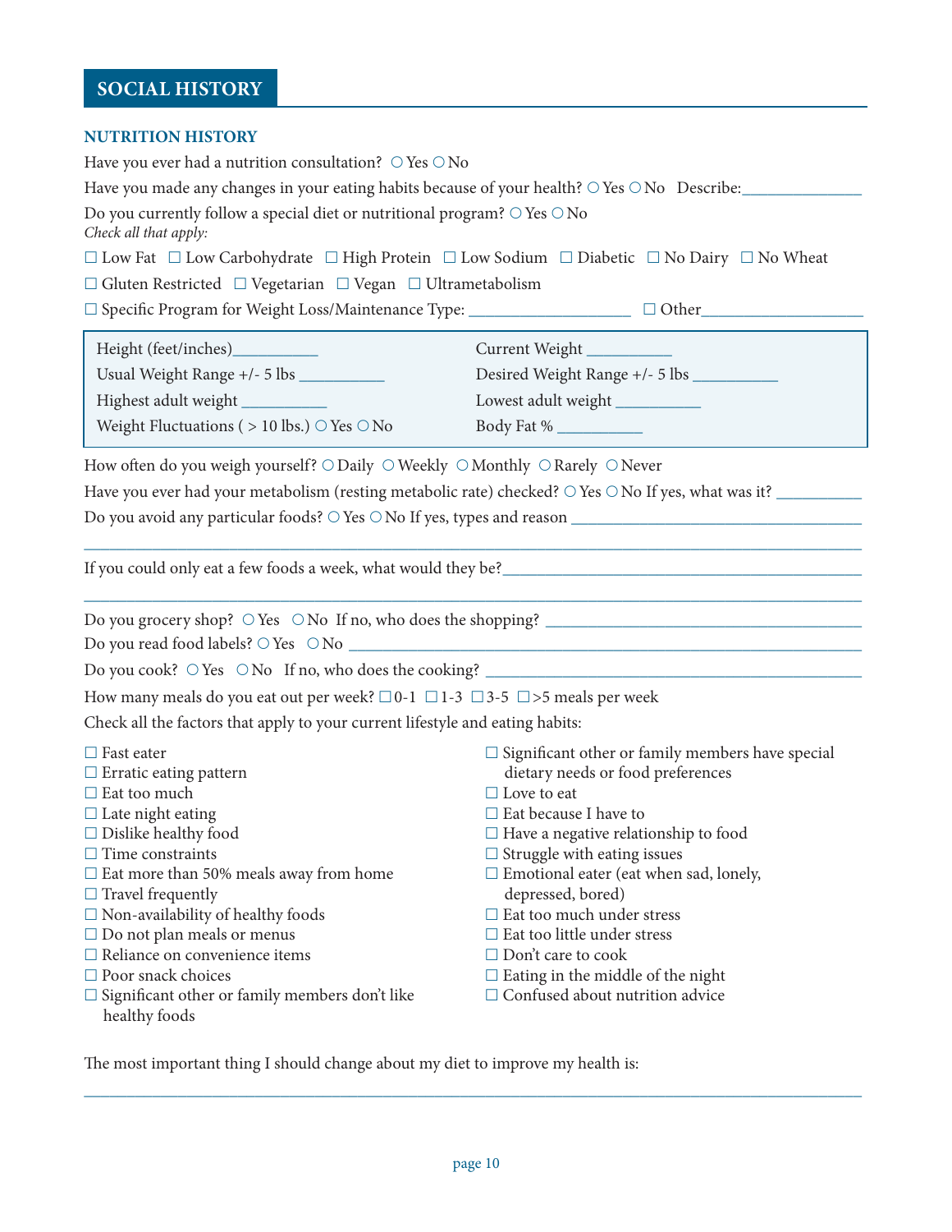## SOCIAL HISTORY

### NUTRITION HISTORY

Have you ever had a nutrition consultation? ○ Yes ○ No

Have you made any changes in your eating habits because of your health? ○ Yes ○ No Describe:______________

Do you currently follow a special diet or nutritional program? ○ Yes ○ No
*Check all that apply:*

☐ Low Fat ☐ Low Carbohydrate ☐ High Protein ☐ Low Sodium ☐ Diabetic ☐ No Dairy ☐ No Wheat

☐ Gluten Restricted ☐ Vegetarian ☐ Vegan ☐ Ultrametabolism

☐ Specific Program for Weight Loss/Maintenance Type: ___________________ ☐ Other___________________

| | |
|---|---|
| Height (feet/inches)__________ | Current Weight __________ |
| Usual Weight Range +/- 5 lbs __________ | Desired Weight Range +/- 5 lbs __________ |
| Highest adult weight __________ | Lowest adult weight __________ |
| Weight Fluctuations ( > 10 lbs.) ○ Yes ○ No | Body Fat % __________ |

How often do you weigh yourself? ○ Daily ○ Weekly ○ Monthly ○ Rarely ○ Never

Have you ever had your metabolism (resting metabolic rate) checked? ○ Yes ○ No If yes, what was it? __________

Do you avoid any particular foods? ○ Yes ○ No If yes, types and reason ___________________________________

_____________________________________________________________________________________________

If you could only eat a few foods a week, what would they be?_____________________________________________

_____________________________________________________________________________________________

Do you grocery shop? ○ Yes ○ No If no, who does the shopping? ________________________________________

Do you read food labels? ○ Yes ○ No __________________________________________________________

Do you cook? ○ Yes ○ No If no, who does the cooking? ____________________________________________

How many meals do you eat out per week? ☐ 0-1 ☐ 1-3 ☐ 3-5 ☐ >5 meals per week

Check all the factors that apply to your current lifestyle and eating habits:

☐ Fast eater
☐ Erratic eating pattern
☐ Eat too much
☐ Late night eating
☐ Dislike healthy food
☐ Time constraints
☐ Eat more than 50% meals away from home
☐ Travel frequently
☐ Non-availability of healthy foods
☐ Do not plan meals or menus
☐ Reliance on convenience items
☐ Poor snack choices
☐ Significant other or family members don't like healthy foods
☐ Significant other or family members have special dietary needs or food preferences
☐ Love to eat
☐ Eat because I have to
☐ Have a negative relationship to food
☐ Struggle with eating issues
☐ Emotional eater (eat when sad, lonely, depressed, bored)
☐ Eat too much under stress
☐ Eat too little under stress
☐ Don't care to cook
☐ Eating in the middle of the night
☐ Confused about nutrition advice

The most important thing I should change about my diet to improve my health is:

_____________________________________________________________________________________________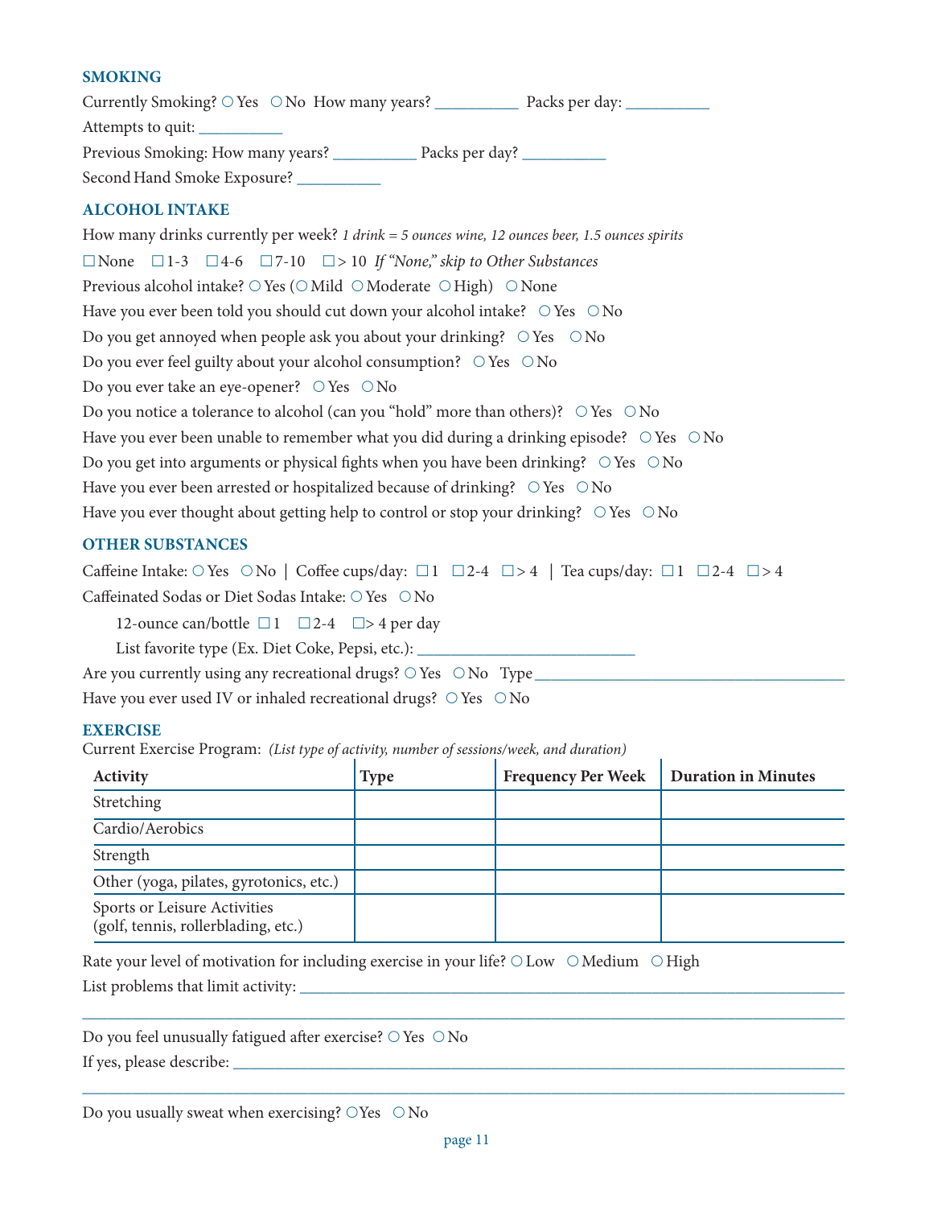## SMOKING

Currently Smoking? ○ Yes ○ No How many years? __________ Packs per day: __________

Attempts to quit: __________

Previous Smoking: How many years? __________ Packs per day? __________

Second Hand Smoke Exposure? __________

## ALCOHOL INTAKE

How many drinks currently per week? *1 drink = 5 ounces wine, 12 ounces beer, 1.5 ounces spirits*

☐ None ☐ 1-3 ☐ 4-6 ☐ 7-10 ☐ > 10 *If "None," skip to Other Substances*

Previous alcohol intake? ○ Yes (○ Mild ○ Moderate ○ High) ○ None

Have you ever been told you should cut down your alcohol intake? ○ Yes ○ No

Do you get annoyed when people ask you about your drinking? ○ Yes ○ No

Do you ever feel guilty about your alcohol consumption? ○ Yes ○ No

Do you ever take an eye-opener? ○ Yes ○ No

Do you notice a tolerance to alcohol (can you "hold" more than others)? ○ Yes ○ No

Have you ever been unable to remember what you did during a drinking episode? ○ Yes ○ No

Do you get into arguments or physical fights when you have been drinking? ○ Yes ○ No

Have you ever been arrested or hospitalized because of drinking? ○ Yes ○ No

Have you ever thought about getting help to control or stop your drinking? ○ Yes ○ No

## OTHER SUBSTANCES

Caffeine Intake: ○ Yes ○ No | Coffee cups/day: ☐ 1 ☐ 2-4 ☐ > 4 | Tea cups/day: ☐ 1 ☐ 2-4 ☐ > 4

Caffeinated Sodas or Diet Sodas Intake: ○ Yes ○ No

12-ounce can/bottle ☐ 1 ☐ 2-4 ☐ > 4 per day

List favorite type (Ex. Diet Coke, Pepsi, etc.): __________________________

Are you currently using any recreational drugs? ○ Yes ○ No Type__________________________

Have you ever used IV or inhaled recreational drugs? ○ Yes ○ No

## EXERCISE

Current Exercise Program: *(List type of activity, number of sessions/week, and duration)*

| Activity | Type | Frequency Per Week | Duration in Minutes |
|---|---|---|---|
| Stretching | | | |
| Cardio/Aerobics | | | |
| Strength | | | |
| Other (yoga, pilates, gyrotonics, etc.) | | | |
| Sports or Leisure Activities (golf, tennis, rollerblading, etc.) | | | |

Rate your level of motivation for including exercise in your life? ○ Low ○ Medium ○ High

List problems that limit activity: __________________________

__________________________

Do you feel unusually fatigued after exercise? ○ Yes ○ No

If yes, please describe: __________________________

__________________________

Do you usually sweat when exercising? ○ Yes ○ No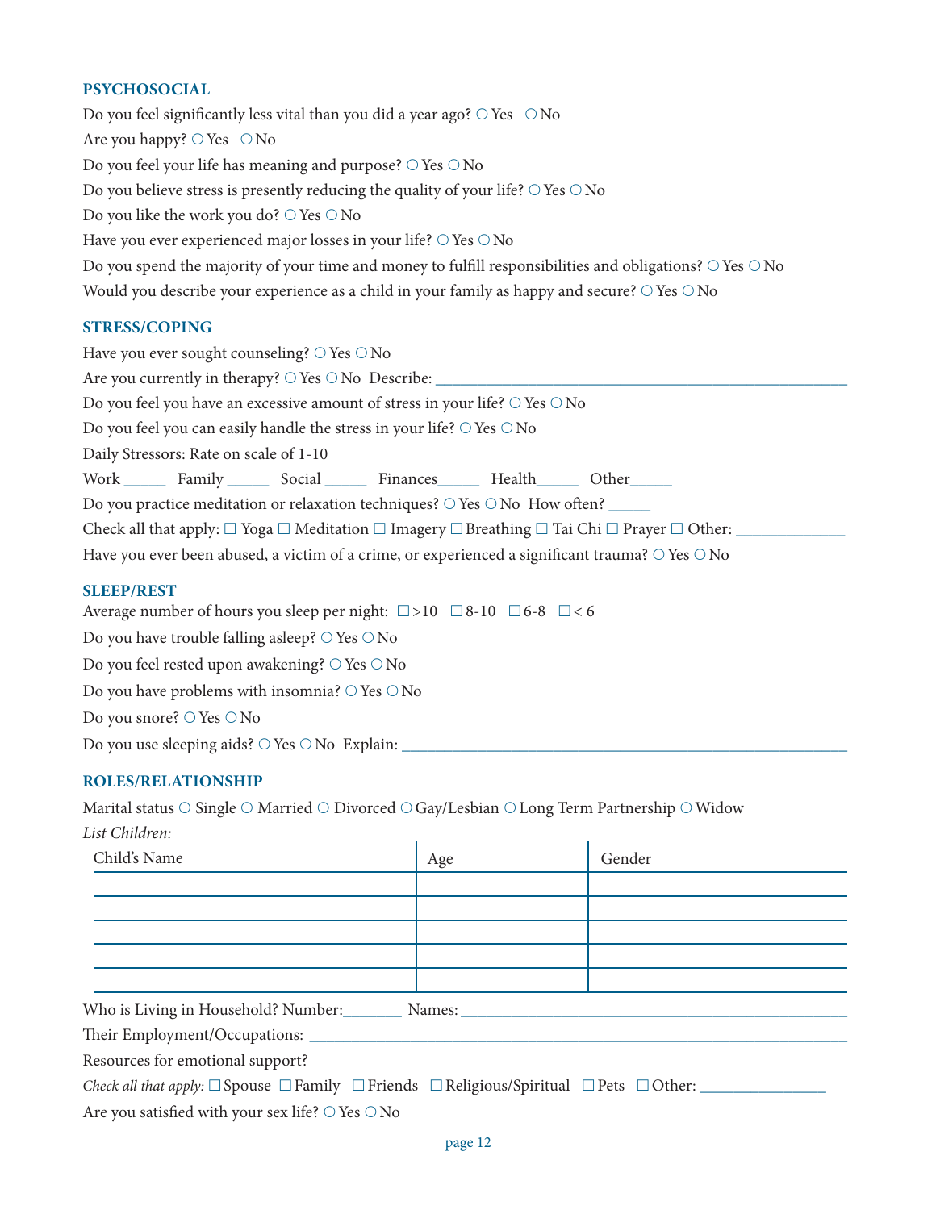## PSYCHOSOCIAL

Do you feel significantly less vital than you did a year ago? ○ Yes ○ No

Are you happy? ○ Yes ○ No

Do you feel your life has meaning and purpose? ○ Yes ○ No

Do you believe stress is presently reducing the quality of your life? ○ Yes ○ No

Do you like the work you do? ○ Yes ○ No

Have you ever experienced major losses in your life? ○ Yes ○ No

Do you spend the majority of your time and money to fulfill responsibilities and obligations? ○ Yes ○ No

Would you describe your experience as a child in your family as happy and secure? ○ Yes ○ No

## STRESS/COPING

Have you ever sought counseling? ○ Yes ○ No

Are you currently in therapy? ○ Yes ○ No Describe: ___________________________________________________

Do you feel you have an excessive amount of stress in your life? ○ Yes ○ No

Do you feel you can easily handle the stress in your life? ○ Yes ○ No

Daily Stressors: Rate on scale of 1-10

Work _____ Family _____ Social _____ Finances_____ Health_____ Other_____

Do you practice meditation or relaxation techniques? ○ Yes ○ No How often? _____

Check all that apply: ☐ Yoga ☐ Meditation ☐ Imagery ☐ Breathing ☐ Tai Chi ☐ Prayer ☐ Other: _____________

Have you ever been abused, a victim of a crime, or experienced a significant trauma? ○ Yes ○ No

## SLEEP/REST

Average number of hours you sleep per night: ☐ >10 ☐ 8-10 ☐ 6-8 ☐ < 6

Do you have trouble falling asleep? ○ Yes ○ No

Do you feel rested upon awakening? ○ Yes ○ No

Do you have problems with insomnia? ○ Yes ○ No

Do you snore? ○ Yes ○ No

Do you use sleeping aids? ○ Yes ○ No Explain: _______________________________________________________

## ROLES/RELATIONSHIP

Marital status ○ Single ○ Married ○ Divorced ○ Gay/Lesbian ○ Long Term Partnership ○ Widow

*List Children:*

| Child's Name | Age | Gender |
|---|---|---|
| | | |
| | | |
| | | |
| | | |
| | | |

Who is Living in Household? Number:_______ Names: ___________________________________________

Their Employment/Occupations: ______________________________________________________________

Resources for emotional support?

*Check all that apply:* ☐ Spouse ☐ Family ☐ Friends ☐ Religious/Spiritual ☐ Pets ☐ Other: _______________

Are you satisfied with your sex life? ○ Yes ○ No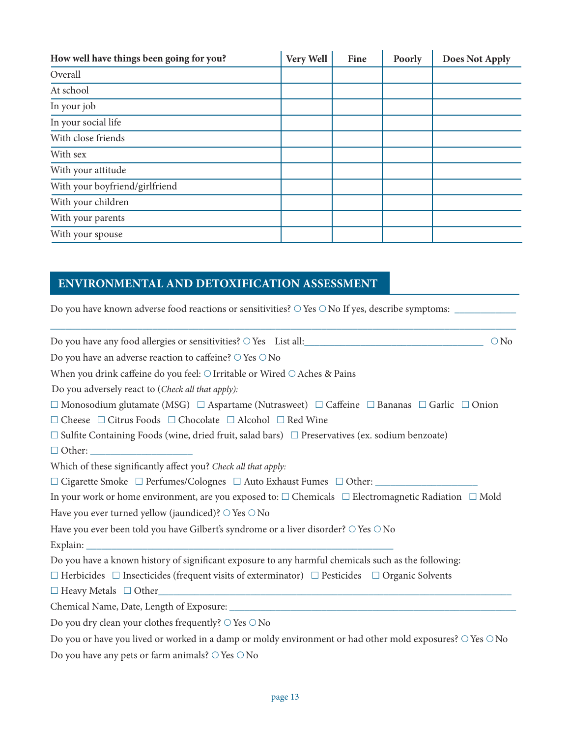| How well have things been going for you? | Very Well | Fine | Poorly | Does Not Apply |
|---|---|---|---|---|
| Overall | | | | |
| At school | | | | |
| In your job | | | | |
| In your social life | | | | |
| With close friends | | | | |
| With sex | | | | |
| With your attitude | | | | |
| With your boyfriend/girlfriend | | | | |
| With your children | | | | |
| With your parents | | | | |
| With your spouse | | | | |

## ENVIRONMENTAL AND DETOXIFICATION ASSESSMENT

Do you have known adverse food reactions or sensitivities? ○ Yes ○ No If yes, describe symptoms: ____________

______________________________________________________________________________________________

Do you have any food allergies or sensitivities? ○ Yes List all:____________________________________ ○ No

Do you have an adverse reaction to caffeine? ○ Yes ○ No

When you drink caffeine do you feel: ○ Irritable or Wired ○ Aches & Pains

Do you adversely react to (*Check all that apply):*

☐ Monosodium glutamate (MSG) ☐ Aspartame (Nutrasweet) ☐ Caffeine ☐ Bananas ☐ Garlic ☐ Onion

☐ Cheese ☐ Citrus Foods ☐ Chocolate ☐ Alcohol ☐ Red Wine

☐ Sulfite Containing Foods (wine, dried fruit, salad bars) ☐ Preservatives (ex. sodium benzoate)

☐ Other: ____________________

Which of these significantly affect you? *Check all that apply:*

☐ Cigarette Smoke ☐ Perfumes/Colognes ☐ Auto Exhaust Fumes ☐ Other: ____________________

In your work or home environment, are you exposed to: ☐ Chemicals ☐ Electromagnetic Radiation ☐ Mold

Have you ever turned yellow (jaundiced)? ○ Yes ○ No

Have you ever been told you have Gilbert's syndrome or a liver disorder? ○ Yes ○ No

Explain: ______________________________________________________________

Do you have a known history of significant exposure to any harmful chemicals such as the following:

☐ Herbicides ☐ Insecticides (frequent visits of exterminator) ☐ Pesticides ☐ Organic Solvents

☐ Heavy Metals ☐ Other______________________________________________________________________

Chemical Name, Date, Length of Exposure: ________________________________________________________

Do you dry clean your clothes frequently? ○ Yes ○ No

Do you or have you lived or worked in a damp or moldy environment or had other mold exposures? ○ Yes ○ No

Do you have any pets or farm animals? ○ Yes ○ No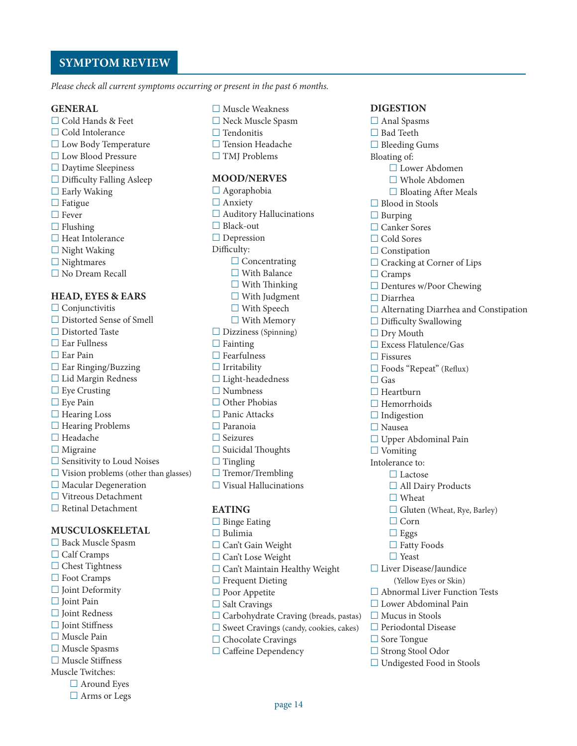## SYMPTOM REVIEW

*Please check all current symptoms occurring or present in the past 6 months.*

### GENERAL

- ☐ Cold Hands & Feet
- ☐ Cold Intolerance
- ☐ Low Body Temperature
- ☐ Low Blood Pressure
- ☐ Daytime Sleepiness
- ☐ Difficulty Falling Asleep
- ☐ Early Waking
- ☐ Fatigue
- ☐ Fever
- ☐ Flushing
- ☐ Heat Intolerance
- ☐ Night Waking
- ☐ Nightmares
- ☐ No Dream Recall

### HEAD, EYES & EARS

- ☐ Conjunctivitis
- ☐ Distorted Sense of Smell
- ☐ Distorted Taste
- ☐ Ear Fullness
- ☐ Ear Pain
- ☐ Ear Ringing/Buzzing
- ☐ Lid Margin Redness
- ☐ Eye Crusting
- ☐ Eye Pain
- ☐ Hearing Loss
- ☐ Hearing Problems
- ☐ Headache
- ☐ Migraine
- ☐ Sensitivity to Loud Noises
- ☐ Vision problems (other than glasses)
- ☐ Macular Degeneration
- ☐ Vitreous Detachment
- ☐ Retinal Detachment

### MUSCULOSKELETAL

- ☐ Back Muscle Spasm
- ☐ Calf Cramps
- ☐ Chest Tightness
- ☐ Foot Cramps
- ☐ Joint Deformity
- ☐ Joint Pain
- ☐ Joint Redness
- ☐ Joint Stiffness
- ☐ Muscle Pain
- ☐ Muscle Spasms
- ☐ Muscle Stiffness

Muscle Twitches:

- ☐ Around Eyes
- ☐ Arms or Legs

- ☐ Muscle Weakness
- ☐ Neck Muscle Spasm
- ☐ Tendonitis
- ☐ Tension Headache
- ☐ TMJ Problems

### MOOD/NERVES

- ☐ Agoraphobia
- ☐ Anxiety
- ☐ Auditory Hallucinations
- ☐ Black-out
- ☐ Depression

Difficulty:

- ☐ Concentrating
- ☐ With Balance
- ☐ With Thinking
- ☐ With Judgment
- ☐ With Speech
- ☐ With Memory

- ☐ Dizziness (Spinning)
- ☐ Fainting
- ☐ Fearfulness
- ☐ Irritability
- ☐ Light-headedness
- ☐ Numbness
- ☐ Other Phobias
- ☐ Panic Attacks
- ☐ Paranoia
- ☐ Seizures
- ☐ Suicidal Thoughts
- ☐ Tingling
- ☐ Tremor/Trembling
- ☐ Visual Hallucinations

### EATING

- ☐ Binge Eating
- ☐ Bulimia
- ☐ Can't Gain Weight
- ☐ Can't Lose Weight
- ☐ Can't Maintain Healthy Weight
- ☐ Frequent Dieting
- ☐ Poor Appetite
- ☐ Salt Cravings
- ☐ Carbohydrate Craving (breads, pastas)
- ☐ Sweet Cravings (candy, cookies, cakes)
- ☐ Chocolate Cravings
- ☐ Caffeine Dependency

### DIGESTION

- ☐ Anal Spasms
- ☐ Bad Teeth
- ☐ Bleeding Gums

Bloating of:

- ☐ Lower Abdomen
- ☐ Whole Abdomen
- ☐ Bloating After Meals

- ☐ Blood in Stools
- ☐ Burping
- ☐ Canker Sores
- ☐ Cold Sores
- ☐ Constipation
- ☐ Cracking at Corner of Lips
- ☐ Cramps
- ☐ Dentures w/Poor Chewing
- ☐ Diarrhea
- ☐ Alternating Diarrhea and Constipation
- ☐ Difficulty Swallowing
- ☐ Dry Mouth
- ☐ Excess Flatulence/Gas
- ☐ Fissures
- ☐ Foods "Repeat" (Reflux)
- ☐ Gas
- ☐ Heartburn
- ☐ Hemorrhoids
- ☐ Indigestion
- ☐ Nausea
- ☐ Upper Abdominal Pain
- ☐ Vomiting

Intolerance to:

- ☐ Lactose
- ☐ All Dairy Products
- ☐ Wheat
- ☐ Gluten (Wheat, Rye, Barley)
- ☐ Corn
- ☐ Eggs
- ☐ Fatty Foods
- ☐ Yeast

- ☐ Liver Disease/Jaundice (Yellow Eyes or Skin)
- ☐ Abnormal Liver Function Tests
- ☐ Lower Abdominal Pain
- ☐ Mucus in Stools
- ☐ Periodontal Disease
- ☐ Sore Tongue
- ☐ Strong Stool Odor
- ☐ Undigested Food in Stools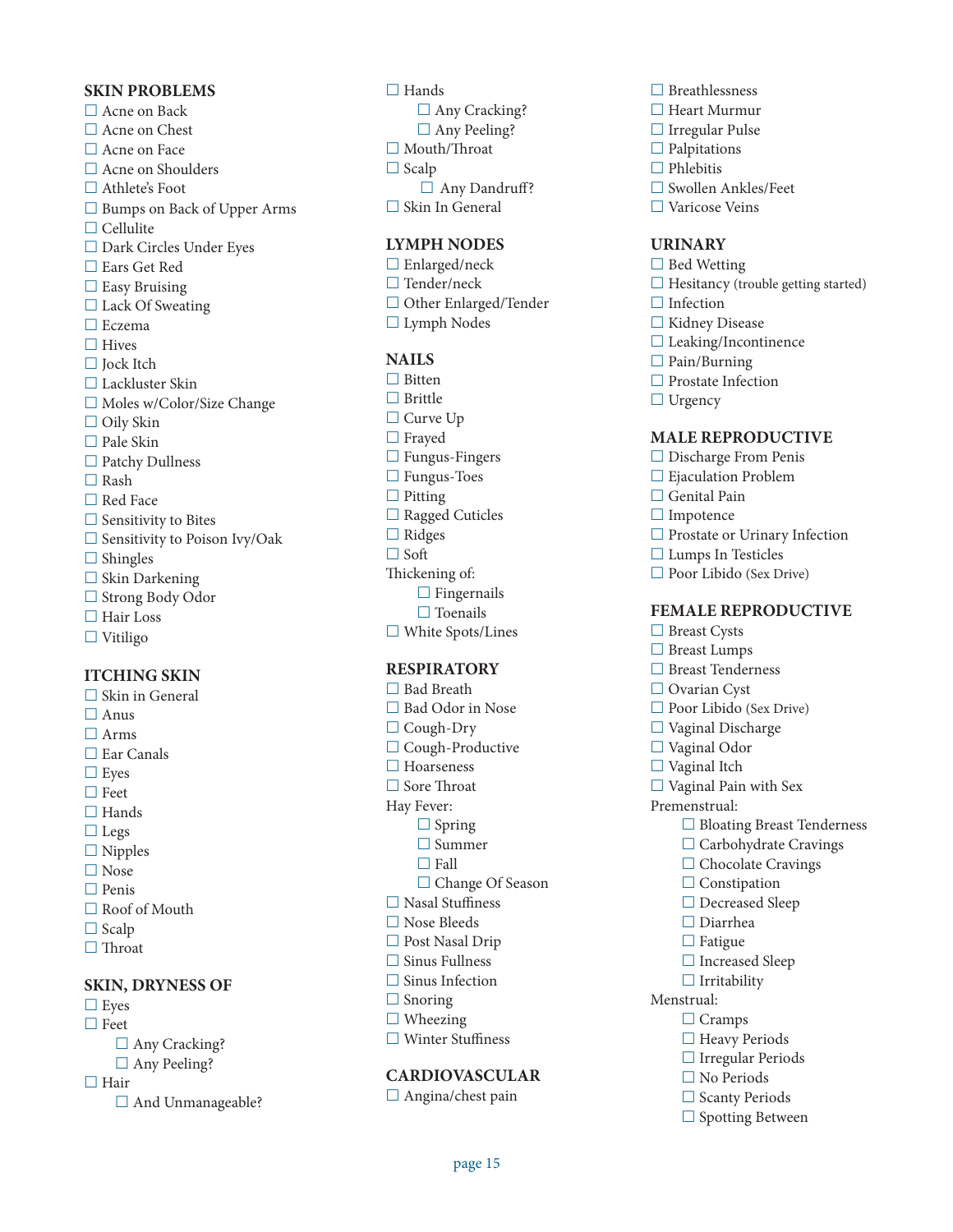## SKIN PROBLEMS

- ☐ Acne on Back
- ☐ Acne on Chest
- ☐ Acne on Face
- ☐ Acne on Shoulders
- ☐ Athlete's Foot
- ☐ Bumps on Back of Upper Arms
- ☐ Cellulite
- ☐ Dark Circles Under Eyes
- ☐ Ears Get Red
- ☐ Easy Bruising
- ☐ Lack Of Sweating
- ☐ Eczema
- ☐ Hives
- ☐ Jock Itch
- ☐ Lackluster Skin
- ☐ Moles w/Color/Size Change
- ☐ Oily Skin
- ☐ Pale Skin
- ☐ Patchy Dullness
- ☐ Rash
- ☐ Red Face
- ☐ Sensitivity to Bites
- ☐ Sensitivity to Poison Ivy/Oak
- ☐ Shingles
- ☐ Skin Darkening
- ☐ Strong Body Odor
- ☐ Hair Loss
- ☐ Vitiligo

## ITCHING SKIN

- ☐ Skin in General
- ☐ Anus
- ☐ Arms
- ☐ Ear Canals
- ☐ Eyes
- ☐ Feet
- ☐ Hands
- ☐ Legs
- ☐ Nipples
- ☐ Nose
- ☐ Penis
- ☐ Roof of Mouth
- ☐ Scalp
- ☐ Throat

## SKIN, DRYNESS OF

- ☐ Eyes
- ☐ Feet
  - ☐ Any Cracking?
  - ☐ Any Peeling?
- ☐ Hair
  - ☐ And Unmanageable?
- ☐ Hands
  - ☐ Any Cracking?
  - ☐ Any Peeling?
- ☐ Mouth/Throat
- ☐ Scalp
  - ☐ Any Dandruff?
- ☐ Skin In General

## LYMPH NODES

- ☐ Enlarged/neck
- ☐ Tender/neck
- ☐ Other Enlarged/Tender
- ☐ Lymph Nodes

## NAILS

- ☐ Bitten
- ☐ Brittle
- ☐ Curve Up
- ☐ Frayed
- ☐ Fungus-Fingers
- ☐ Fungus-Toes
- ☐ Pitting
- ☐ Ragged Cuticles
- ☐ Ridges
- ☐ Soft

Thickening of:
  - ☐ Fingernails
  - ☐ Toenails
- ☐ White Spots/Lines

## RESPIRATORY

- ☐ Bad Breath
- ☐ Bad Odor in Nose
- ☐ Cough-Dry
- ☐ Cough-Productive
- ☐ Hoarseness
- ☐ Sore Throat

Hay Fever:
  - ☐ Spring
  - ☐ Summer
  - ☐ Fall
  - ☐ Change Of Season
- ☐ Nasal Stuffiness
- ☐ Nose Bleeds
- ☐ Post Nasal Drip
- ☐ Sinus Fullness
- ☐ Sinus Infection
- ☐ Snoring
- ☐ Wheezing
- ☐ Winter Stuffiness

## CARDIOVASCULAR

- ☐ Angina/chest pain
- ☐ Breathlessness
- ☐ Heart Murmur
- ☐ Irregular Pulse
- ☐ Palpitations
- ☐ Phlebitis
- ☐ Swollen Ankles/Feet
- ☐ Varicose Veins

## URINARY

- ☐ Bed Wetting
- ☐ Hesitancy (trouble getting started)
- ☐ Infection
- ☐ Kidney Disease
- ☐ Leaking/Incontinence
- ☐ Pain/Burning
- ☐ Prostate Infection
- ☐ Urgency

## MALE REPRODUCTIVE

- ☐ Discharge From Penis
- ☐ Ejaculation Problem
- ☐ Genital Pain
- ☐ Impotence
- ☐ Prostate or Urinary Infection
- ☐ Lumps In Testicles
- ☐ Poor Libido (Sex Drive)

## FEMALE REPRODUCTIVE

- ☐ Breast Cysts
- ☐ Breast Lumps
- ☐ Breast Tenderness
- ☐ Ovarian Cyst
- ☐ Poor Libido (Sex Drive)
- ☐ Vaginal Discharge
- ☐ Vaginal Odor
- ☐ Vaginal Itch
- ☐ Vaginal Pain with Sex

Premenstrual:
  - ☐ Bloating Breast Tenderness
  - ☐ Carbohydrate Cravings
  - ☐ Chocolate Cravings
  - ☐ Constipation
  - ☐ Decreased Sleep
  - ☐ Diarrhea
  - ☐ Fatigue
  - ☐ Increased Sleep
  - ☐ Irritability

Menstrual:
  - ☐ Cramps
  - ☐ Heavy Periods
  - ☐ Irregular Periods
  - ☐ No Periods
  - ☐ Scanty Periods
  - ☐ Spotting Between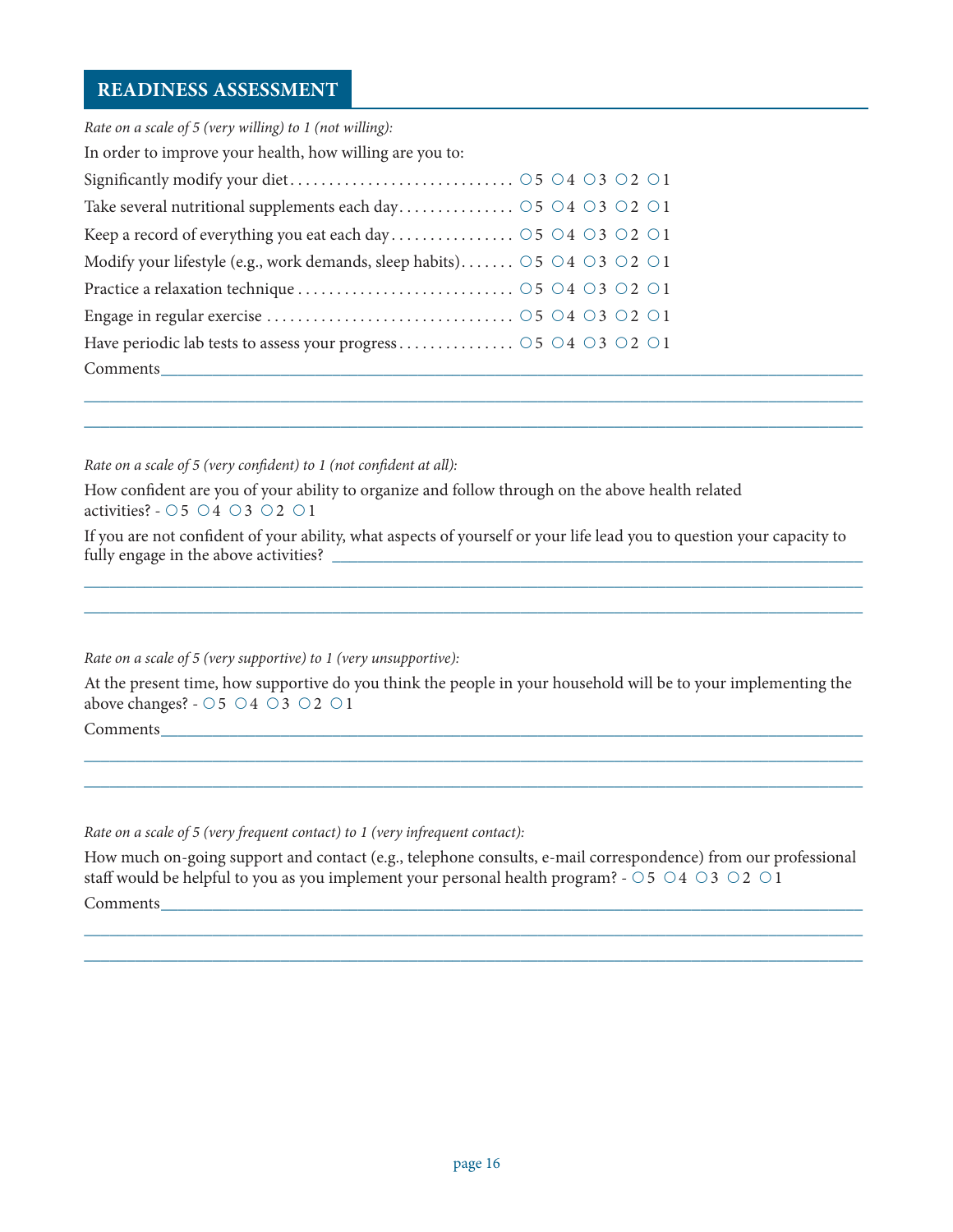## READINESS ASSESSMENT

*Rate on a scale of 5 (very willing) to 1 (not willing):*

In order to improve your health, how willing are you to:

Significantly modify your diet . . . . . . . . . . . . . . . . . . . . . . . . . . . . ○5 ○4 ○3 ○2 ○1

Take several nutritional supplements each day . . . . . . . . . . . . . . . ○5 ○4 ○3 ○2 ○1

Keep a record of everything you eat each day . . . . . . . . . . . . . . . . ○5 ○4 ○3 ○2 ○1

Modify your lifestyle (e.g., work demands, sleep habits) . . . . . . . ○5 ○4 ○3 ○2 ○1

Practice a relaxation technique . . . . . . . . . . . . . . . . . . . . . . . . . . . ○5 ○4 ○3 ○2 ○1

Engage in regular exercise . . . . . . . . . . . . . . . . . . . . . . . . . . . . . . . ○5 ○4 ○3 ○2 ○1

Have periodic lab tests to assess your progress . . . . . . . . . . . . . . . ○5 ○4 ○3 ○2 ○1

Comments_______________________________________________________________________________

_______________________________________________________________________________________

_______________________________________________________________________________________

*Rate on a scale of 5 (very confident) to 1 (not confident at all):*

How confident are you of your ability to organize and follow through on the above health related activities? - ○5 ○4 ○3 ○2 ○1

If you are not confident of your ability, what aspects of yourself or your life lead you to question your capacity to fully engage in the above activities? ___________________________________________________________

_______________________________________________________________________________________

_______________________________________________________________________________________

*Rate on a scale of 5 (very supportive) to 1 (very unsupportive):*

At the present time, how supportive do you think the people in your household will be to your implementing the above changes? - ○5 ○4 ○3 ○2 ○1

Comments_______________________________________________________________________________

_______________________________________________________________________________________

_______________________________________________________________________________________

*Rate on a scale of 5 (very frequent contact) to 1 (very infrequent contact):*

How much on-going support and contact (e.g., telephone consults, e-mail correspondence) from our professional staff would be helpful to you as you implement your personal health program? - ○5 ○4 ○3 ○2 ○1

Comments_______________________________________________________________________________

_______________________________________________________________________________________

_______________________________________________________________________________________